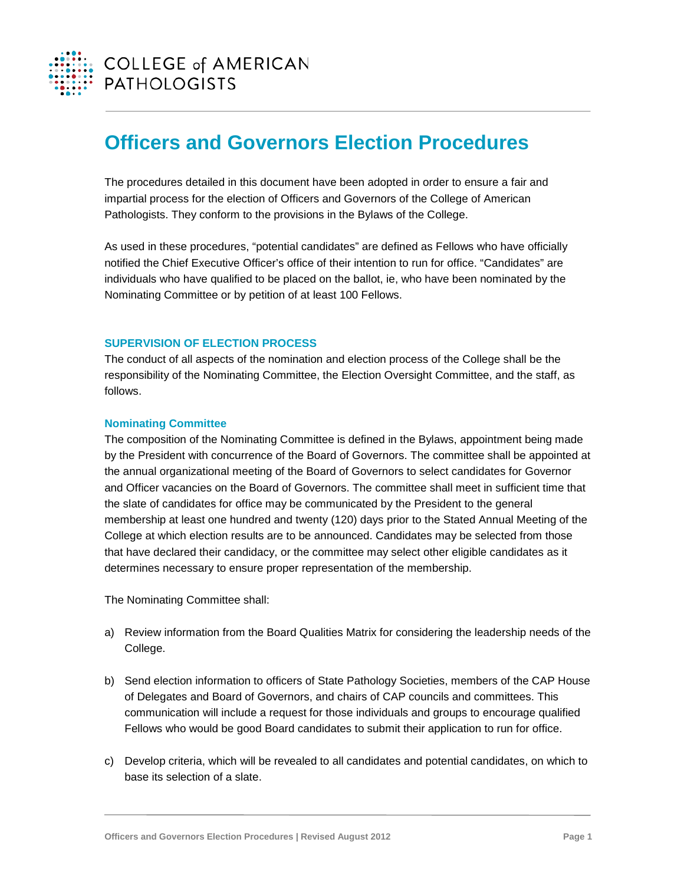# Officers and Governors Election Procedures

The procedures detailed in this document have been adopted in order to ensure a fair and impartial process for the election of Officers and Governors of the College of American Pathologists. They conform to the provisions in the Bylaws of the College.

As used in these procedures, "potential candidates" are defined as Fellows who have officially notified the Chief Executive Officer's office of their intention to run for office. "Candidates" are individuals who have qualified to be placed on the ballot, ie, who have been nominated by the Nominating Committee or by petition of at least 100 Fellows.

## SUPERVISION OF ELECTION PROCESS

The conduct of all aspects of the nomination and election process of the College shall be the responsibility of the Nominating Committee, the Election Oversight Committee, and the staff, as follows.

### Nominating Committee

The composition of the Nominating Committee is defined in the Bylaws, appointment being made by the President with concurrence of the Board of Governors. The committee shall be appointed at the annual organizational meeting of the Board of Governors to select candidates for Governor and Officer vacancies on the Board of Governors. The committee shall meet in sufficient time that the slate of candidates for office may be communicated by the President to the general membership at least one hundred and twenty (120) days prior to the Stated Annual Meeting of the College at which election results are to be announced. Candidates may be selected from those that have declared their candidacy, or the committee may select other eligible candidates as it determines necessary to ensure proper representation of the membership.

The Nominating Committee shall:

a) Review information from the Board Qualities Matrix for considering the leadership needs of the College.

b) Send election information to officers of State Pathology Societies, members of the CAP House of Delegates and Board of Governors, and chairs of CAP councils and committees. This communication will include a request for those individuals and groups to encourage qualified Fellows who would be good Board candidates to submit their application to run for office.

c) Develop criteria, which will be revealed to all candidates and potential candidates, on which to base its selection of a slate.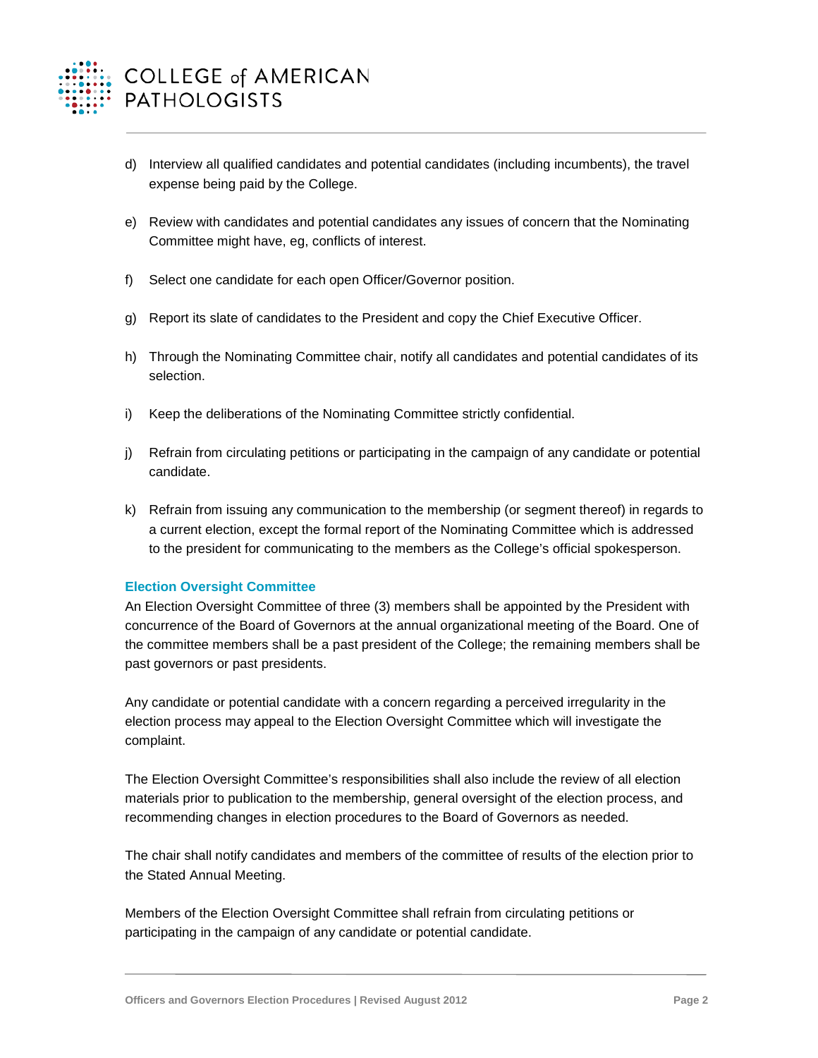d) Interview all qualified candidates and potential candidates (including incumbents), the travel expense being paid by the College.

e) Review with candidates and potential candidates any issues of concern that the Nominating Committee might have, eg, conflicts of interest.

f) Select one candidate for each open Officer/Governor position.

g) Report its slate of candidates to the President and copy the Chief Executive Officer.

h) Through the Nominating Committee chair, notify all candidates and potential candidates of its selection.

i) Keep the deliberations of the Nominating Committee strictly confidential.

j) Refrain from circulating petitions or participating in the campaign of any candidate or potential candidate.

k) Refrain from issuing any communication to the membership (or segment thereof) in regards to a current election, except the formal report of the Nominating Committee which is addressed to the president for communicating to the members as the College's official spokesperson.

### Election Oversight Committee

An Election Oversight Committee of three (3) members shall be appointed by the President with concurrence of the Board of Governors at the annual organizational meeting of the Board. One of the committee members shall be a past president of the College; the remaining members shall be past governors or past presidents.

Any candidate or potential candidate with a concern regarding a perceived irregularity in the election process may appeal to the Election Oversight Committee which will investigate the complaint.

The Election Oversight Committee's responsibilities shall also include the review of all election materials prior to publication to the membership, general oversight of the election process, and recommending changes in election procedures to the Board of Governors as needed.

The chair shall notify candidates and members of the committee of results of the election prior to the Stated Annual Meeting.

Members of the Election Oversight Committee shall refrain from circulating petitions or participating in the campaign of any candidate or potential candidate.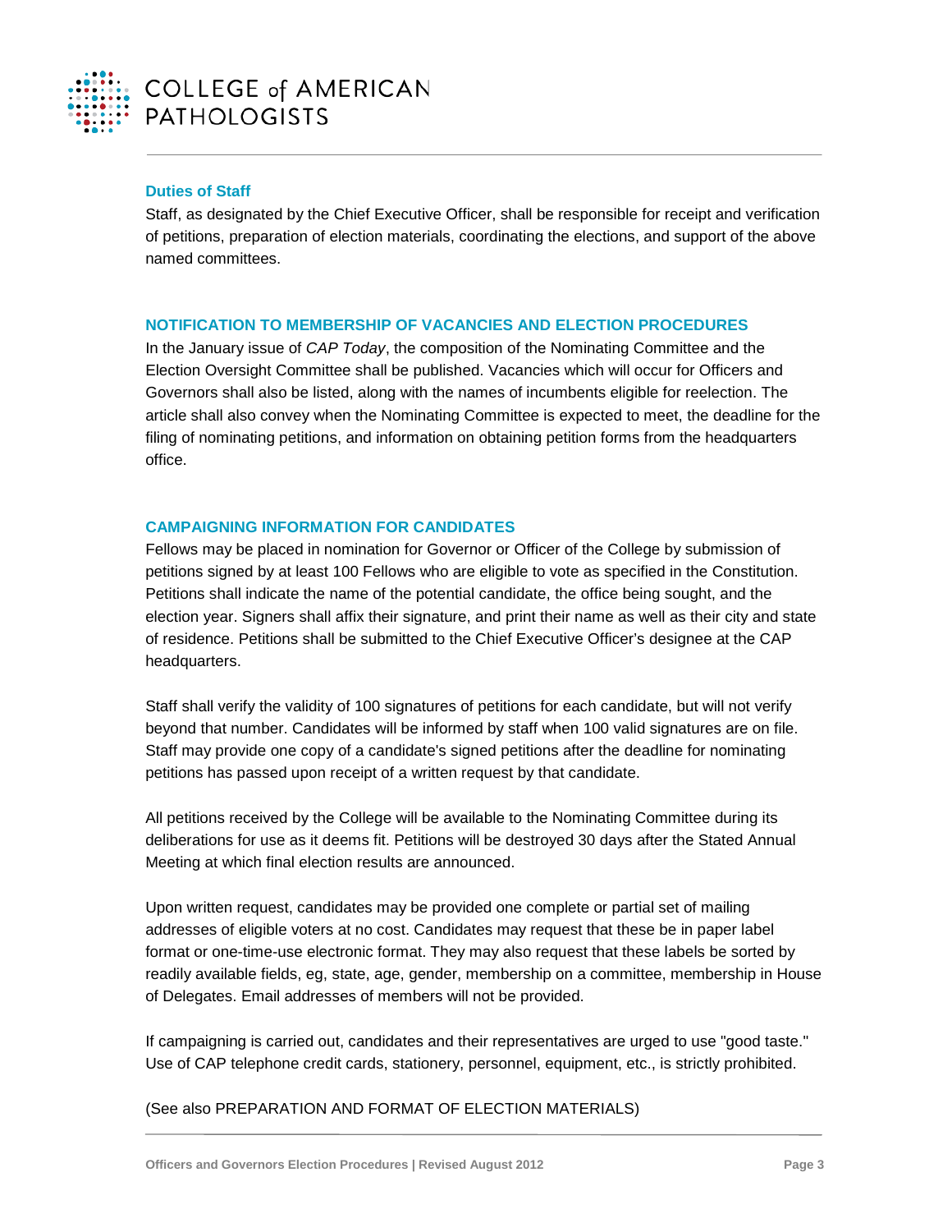### Duties of Staff

Staff, as designated by the Chief Executive Officer, shall be responsible for receipt and verification of petitions, preparation of election materials, coordinating the elections, and support of the above named committees.

## NOTIFICATION TO MEMBERSHIP OF VACANCIES AND ELECTION PROCEDURES

In the January issue of *CAP Today*, the composition of the Nominating Committee and the Election Oversight Committee shall be published. Vacancies which will occur for Officers and Governors shall also be listed, along with the names of incumbents eligible for reelection. The article shall also convey when the Nominating Committee is expected to meet, the deadline for the filing of nominating petitions, and information on obtaining petition forms from the headquarters office.

## CAMPAIGNING INFORMATION FOR CANDIDATES

Fellows may be placed in nomination for Governor or Officer of the College by submission of petitions signed by at least 100 Fellows who are eligible to vote as specified in the Constitution. Petitions shall indicate the name of the potential candidate, the office being sought, and the election year. Signers shall affix their signature, and print their name as well as their city and state of residence. Petitions shall be submitted to the Chief Executive Officer's designee at the CAP headquarters.

Staff shall verify the validity of 100 signatures of petitions for each candidate, but will not verify beyond that number. Candidates will be informed by staff when 100 valid signatures are on file. Staff may provide one copy of a candidate's signed petitions after the deadline for nominating petitions has passed upon receipt of a written request by that candidate.

All petitions received by the College will be available to the Nominating Committee during its deliberations for use as it deems fit. Petitions will be destroyed 30 days after the Stated Annual Meeting at which final election results are announced.

Upon written request, candidates may be provided one complete or partial set of mailing addresses of eligible voters at no cost. Candidates may request that these be in paper label format or one-time-use electronic format. They may also request that these labels be sorted by readily available fields, eg, state, age, gender, membership on a committee, membership in House of Delegates. Email addresses of members will not be provided.

If campaigning is carried out, candidates and their representatives are urged to use "good taste." Use of CAP telephone credit cards, stationery, personnel, equipment, etc., is strictly prohibited.

(See also PREPARATION AND FORMAT OF ELECTION MATERIALS)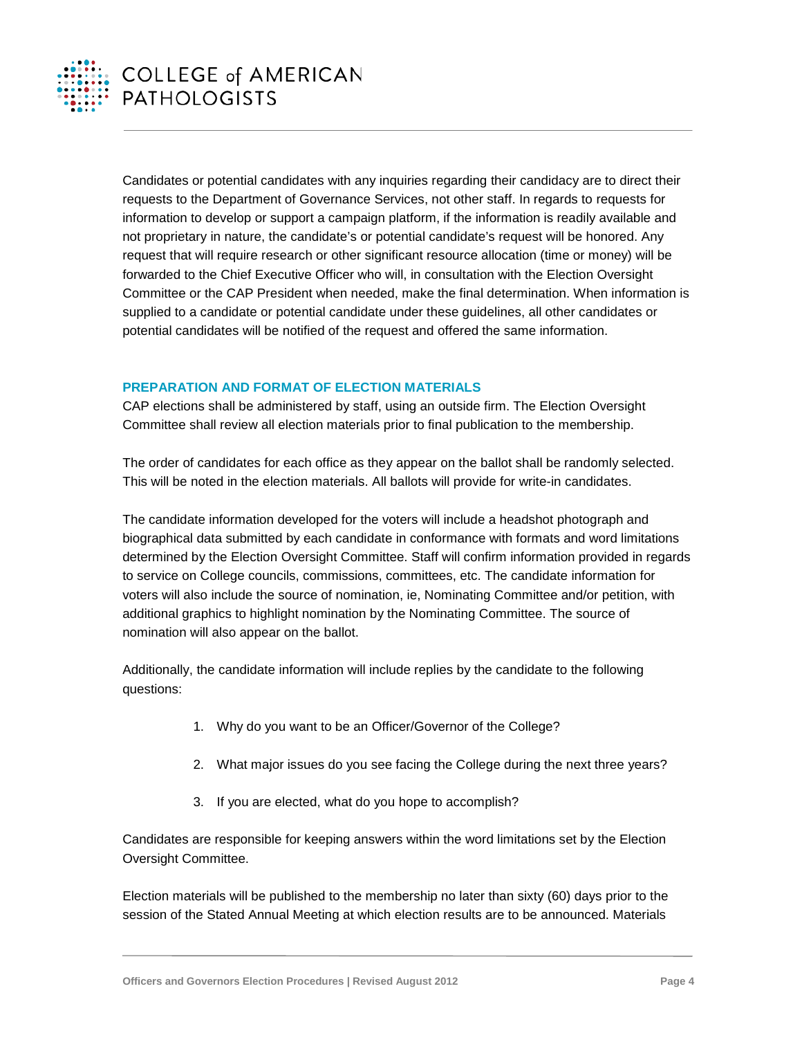Candidates or potential candidates with any inquiries regarding their candidacy are to direct their requests to the Department of Governance Services, not other staff. In regards to requests for information to develop or support a campaign platform, if the information is readily available and not proprietary in nature, the candidate's or potential candidate's request will be honored. Any request that will require research or other significant resource allocation (time or money) will be forwarded to the Chief Executive Officer who will, in consultation with the Election Oversight Committee or the CAP President when needed, make the final determination. When information is supplied to a candidate or potential candidate under these guidelines, all other candidates or potential candidates will be notified of the request and offered the same information.

## PREPARATION AND FORMAT OF ELECTION MATERIALS

CAP elections shall be administered by staff, using an outside firm. The Election Oversight Committee shall review all election materials prior to final publication to the membership.

The order of candidates for each office as they appear on the ballot shall be randomly selected. This will be noted in the election materials. All ballots will provide for write-in candidates.

The candidate information developed for the voters will include a headshot photograph and biographical data submitted by each candidate in conformance with formats and word limitations determined by the Election Oversight Committee. Staff will confirm information provided in regards to service on College councils, commissions, committees, etc. The candidate information for voters will also include the source of nomination, ie, Nominating Committee and/or petition, with additional graphics to highlight nomination by the Nominating Committee. The source of nomination will also appear on the ballot.

Additionally, the candidate information will include replies by the candidate to the following questions:

1. Why do you want to be an Officer/Governor of the College?
2. What major issues do you see facing the College during the next three years?
3. If you are elected, what do you hope to accomplish?

Candidates are responsible for keeping answers within the word limitations set by the Election Oversight Committee.

Election materials will be published to the membership no later than sixty (60) days prior to the session of the Stated Annual Meeting at which election results are to be announced. Materials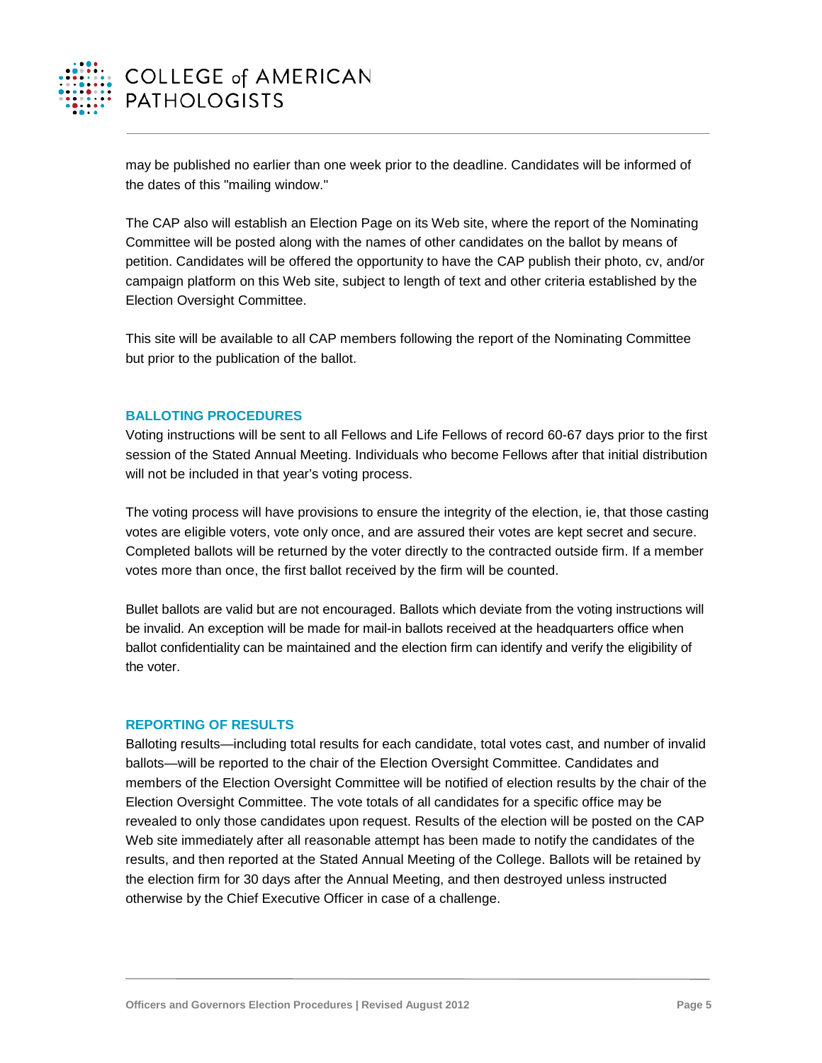may be published no earlier than one week prior to the deadline. Candidates will be informed of the dates of this "mailing window."

The CAP also will establish an Election Page on its Web site, where the report of the Nominating Committee will be posted along with the names of other candidates on the ballot by means of petition. Candidates will be offered the opportunity to have the CAP publish their photo, cv, and/or campaign platform on this Web site, subject to length of text and other criteria established by the Election Oversight Committee.

This site will be available to all CAP members following the report of the Nominating Committee but prior to the publication of the ballot.

## BALLOTING PROCEDURES

Voting instructions will be sent to all Fellows and Life Fellows of record 60-67 days prior to the first session of the Stated Annual Meeting. Individuals who become Fellows after that initial distribution will not be included in that year's voting process.

The voting process will have provisions to ensure the integrity of the election, ie, that those casting votes are eligible voters, vote only once, and are assured their votes are kept secret and secure. Completed ballots will be returned by the voter directly to the contracted outside firm. If a member votes more than once, the first ballot received by the firm will be counted.

Bullet ballots are valid but are not encouraged. Ballots which deviate from the voting instructions will be invalid. An exception will be made for mail-in ballots received at the headquarters office when ballot confidentiality can be maintained and the election firm can identify and verify the eligibility of the voter.

## REPORTING OF RESULTS

Balloting results—including total results for each candidate, total votes cast, and number of invalid ballots—will be reported to the chair of the Election Oversight Committee. Candidates and members of the Election Oversight Committee will be notified of election results by the chair of the Election Oversight Committee. The vote totals of all candidates for a specific office may be revealed to only those candidates upon request. Results of the election will be posted on the CAP Web site immediately after all reasonable attempt has been made to notify the candidates of the results, and then reported at the Stated Annual Meeting of the College. Ballots will be retained by the election firm for 30 days after the Annual Meeting, and then destroyed unless instructed otherwise by the Chief Executive Officer in case of a challenge.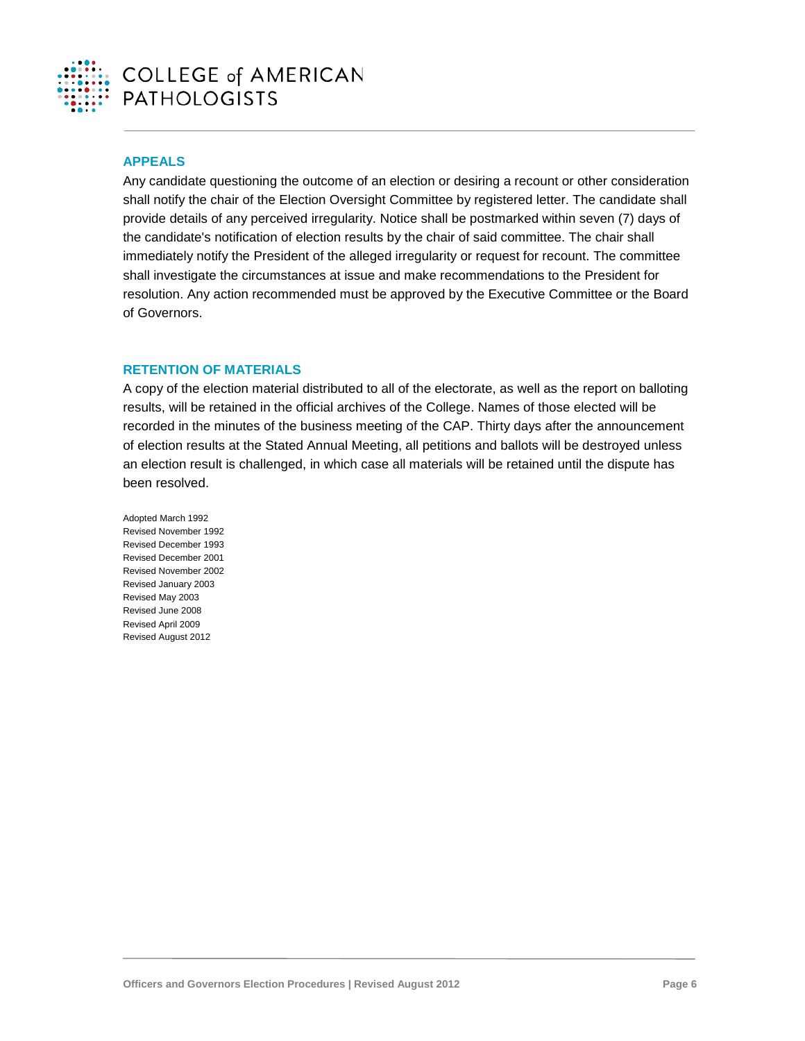## APPEALS

Any candidate questioning the outcome of an election or desiring a recount or other consideration shall notify the chair of the Election Oversight Committee by registered letter. The candidate shall provide details of any perceived irregularity. Notice shall be postmarked within seven (7) days of the candidate's notification of election results by the chair of said committee. The chair shall immediately notify the President of the alleged irregularity or request for recount. The committee shall investigate the circumstances at issue and make recommendations to the President for resolution. Any action recommended must be approved by the Executive Committee or the Board of Governors.

## RETENTION OF MATERIALS

A copy of the election material distributed to all of the electorate, as well as the report on balloting results, will be retained in the official archives of the College. Names of those elected will be recorded in the minutes of the business meeting of the CAP. Thirty days after the announcement of election results at the Stated Annual Meeting, all petitions and ballots will be destroyed unless an election result is challenged, in which case all materials will be retained until the dispute has been resolved.

Adopted March 1992
Revised November 1992
Revised December 1993
Revised December 2001
Revised November 2002
Revised January 2003
Revised May 2003
Revised June 2008
Revised April 2009
Revised August 2012